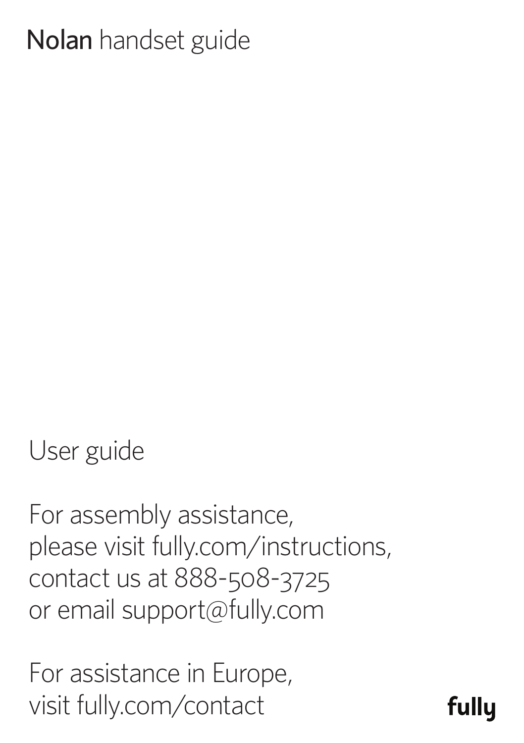# **Nolan** handset guide

User guide

For assembly assistance,
please visit fully.com/instructions,
contact us at 888-508-3725
or email support@fully.com

For assistance in Europe,
visit fully.com/contact

**fully**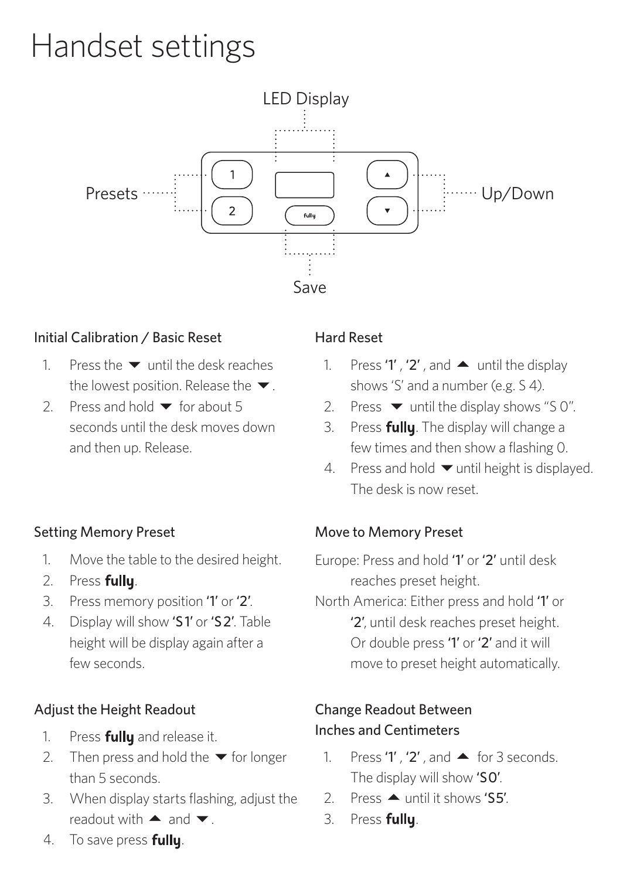# Handset settings

LED Display

Presets

Up/Down

Save

1

2

fully

▲

▼

## Initial Calibration / Basic Reset

1. Press the ▼ until the desk reaches the lowest position. Release the ▼.
2. Press and hold ▼ for about 5 seconds until the desk moves down and then up. Release.

## Hard Reset

1. Press '1' , '2' , and ▲ until the display shows 'S' and a number (e.g. S 4).
2. Press ▼ until the display shows "S 0".
3. Press **fully**. The display will change a few times and then show a flashing 0.
4. Press and hold ▼ until height is displayed. The desk is now reset.

## Setting Memory Preset

1. Move the table to the desired height.
2. Press **fully**.
3. Press memory position '1' or '2'.
4. Display will show 'S1' or 'S2'. Table height will be display again after a few seconds.

## Move to Memory Preset

Europe: Press and hold '1' or '2' until desk reaches preset height.

North America: Either press and hold '1' or '2', until desk reaches preset height. Or double press '1' or '2' and it will move to preset height automatically.

## Adjust the Height Readout

1. Press **fully** and release it.
2. Then press and hold the ▼ for longer than 5 seconds.
3. When display starts flashing, adjust the readout with ▲ and ▼.
4. To save press **fully**.

## Change Readout Between Inches and Centimeters

1. Press '1' , '2' , and ▲ for 3 seconds. The display will show 'S0'.
2. Press ▲ until it shows 'S5'.
3. Press **fully**.